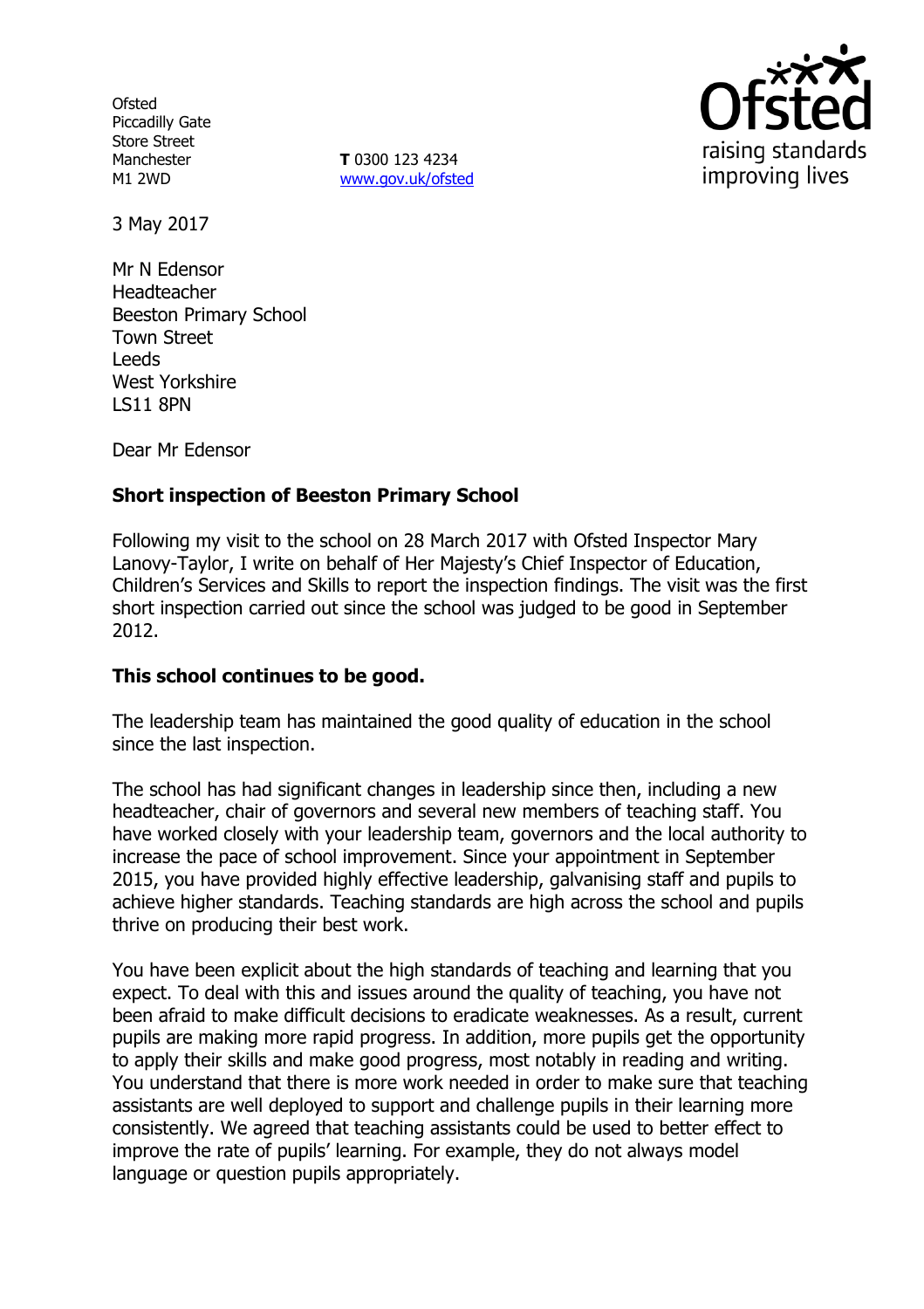Ofsted
Piccadilly Gate
Store Street
Manchester
M1 2WD

**T** 0300 123 4234
www.gov.uk/ofsted

3 May 2017

Mr N Edensor
Headteacher
Beeston Primary School
Town Street
Leeds
West Yorkshire
LS11 8PN

Dear Mr Edensor

**Short inspection of Beeston Primary School**

Following my visit to the school on 28 March 2017 with Ofsted Inspector Mary Lanovy-Taylor, I write on behalf of Her Majesty's Chief Inspector of Education, Children's Services and Skills to report the inspection findings. The visit was the first short inspection carried out since the school was judged to be good in September 2012.

**This school continues to be good.**

The leadership team has maintained the good quality of education in the school since the last inspection.

The school has had significant changes in leadership since then, including a new headteacher, chair of governors and several new members of teaching staff. You have worked closely with your leadership team, governors and the local authority to increase the pace of school improvement. Since your appointment in September 2015, you have provided highly effective leadership, galvanising staff and pupils to achieve higher standards. Teaching standards are high across the school and pupils thrive on producing their best work.

You have been explicit about the high standards of teaching and learning that you expect. To deal with this and issues around the quality of teaching, you have not been afraid to make difficult decisions to eradicate weaknesses. As a result, current pupils are making more rapid progress. In addition, more pupils get the opportunity to apply their skills and make good progress, most notably in reading and writing. You understand that there is more work needed in order to make sure that teaching assistants are well deployed to support and challenge pupils in their learning more consistently. We agreed that teaching assistants could be used to better effect to improve the rate of pupils' learning. For example, they do not always model language or question pupils appropriately.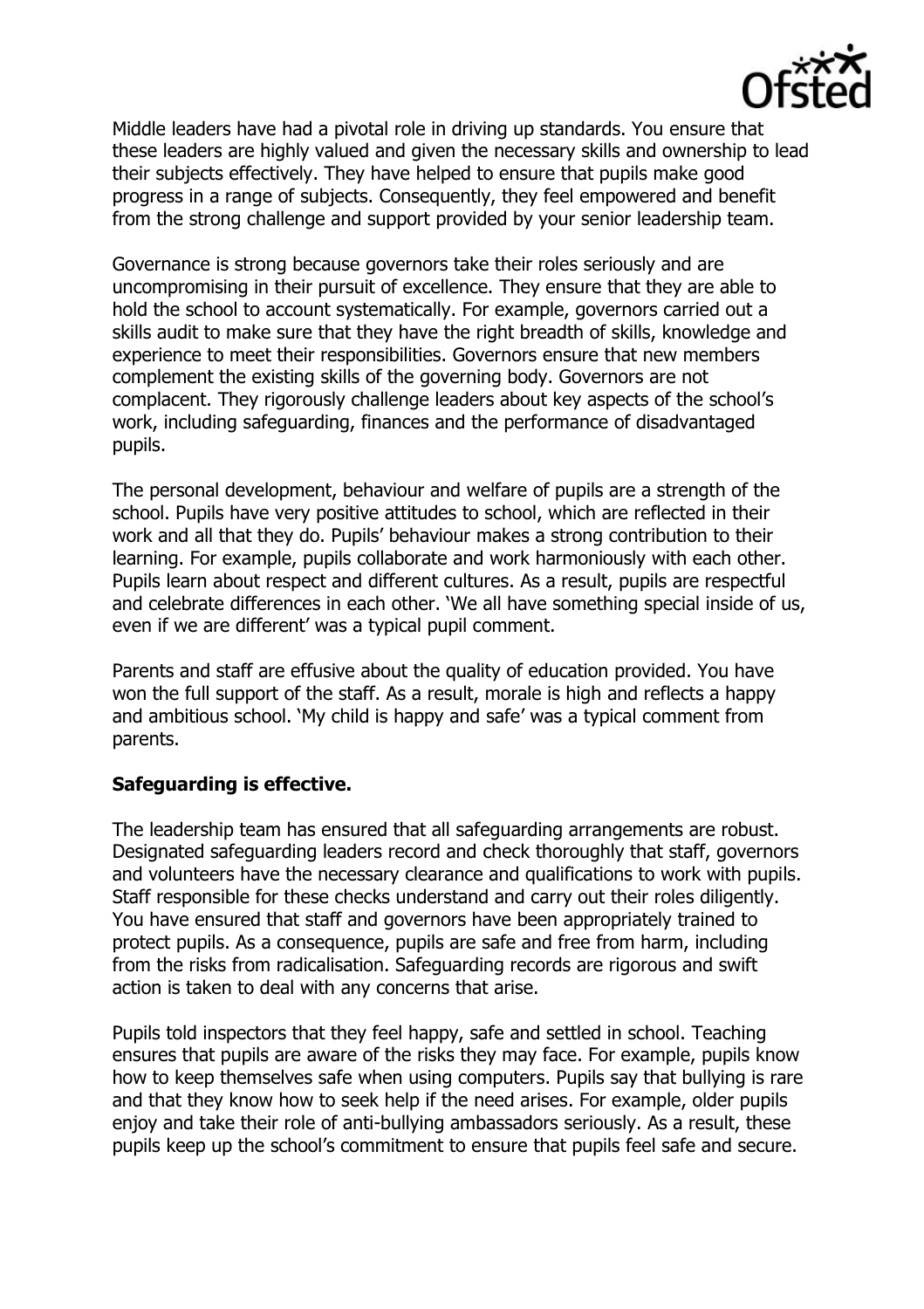Middle leaders have had a pivotal role in driving up standards. You ensure that these leaders are highly valued and given the necessary skills and ownership to lead their subjects effectively. They have helped to ensure that pupils make good progress in a range of subjects. Consequently, they feel empowered and benefit from the strong challenge and support provided by your senior leadership team.

Governance is strong because governors take their roles seriously and are uncompromising in their pursuit of excellence. They ensure that they are able to hold the school to account systematically. For example, governors carried out a skills audit to make sure that they have the right breadth of skills, knowledge and experience to meet their responsibilities. Governors ensure that new members complement the existing skills of the governing body. Governors are not complacent. They rigorously challenge leaders about key aspects of the school's work, including safeguarding, finances and the performance of disadvantaged pupils.

The personal development, behaviour and welfare of pupils are a strength of the school. Pupils have very positive attitudes to school, which are reflected in their work and all that they do. Pupils' behaviour makes a strong contribution to their learning. For example, pupils collaborate and work harmoniously with each other. Pupils learn about respect and different cultures. As a result, pupils are respectful and celebrate differences in each other. 'We all have something special inside of us, even if we are different' was a typical pupil comment.

Parents and staff are effusive about the quality of education provided. You have won the full support of the staff. As a result, morale is high and reflects a happy and ambitious school. 'My child is happy and safe' was a typical comment from parents.

**Safeguarding is effective.**

The leadership team has ensured that all safeguarding arrangements are robust. Designated safeguarding leaders record and check thoroughly that staff, governors and volunteers have the necessary clearance and qualifications to work with pupils. Staff responsible for these checks understand and carry out their roles diligently. You have ensured that staff and governors have been appropriately trained to protect pupils. As a consequence, pupils are safe and free from harm, including from the risks from radicalisation. Safeguarding records are rigorous and swift action is taken to deal with any concerns that arise.

Pupils told inspectors that they feel happy, safe and settled in school. Teaching ensures that pupils are aware of the risks they may face. For example, pupils know how to keep themselves safe when using computers. Pupils say that bullying is rare and that they know how to seek help if the need arises. For example, older pupils enjoy and take their role of anti-bullying ambassadors seriously. As a result, these pupils keep up the school's commitment to ensure that pupils feel safe and secure.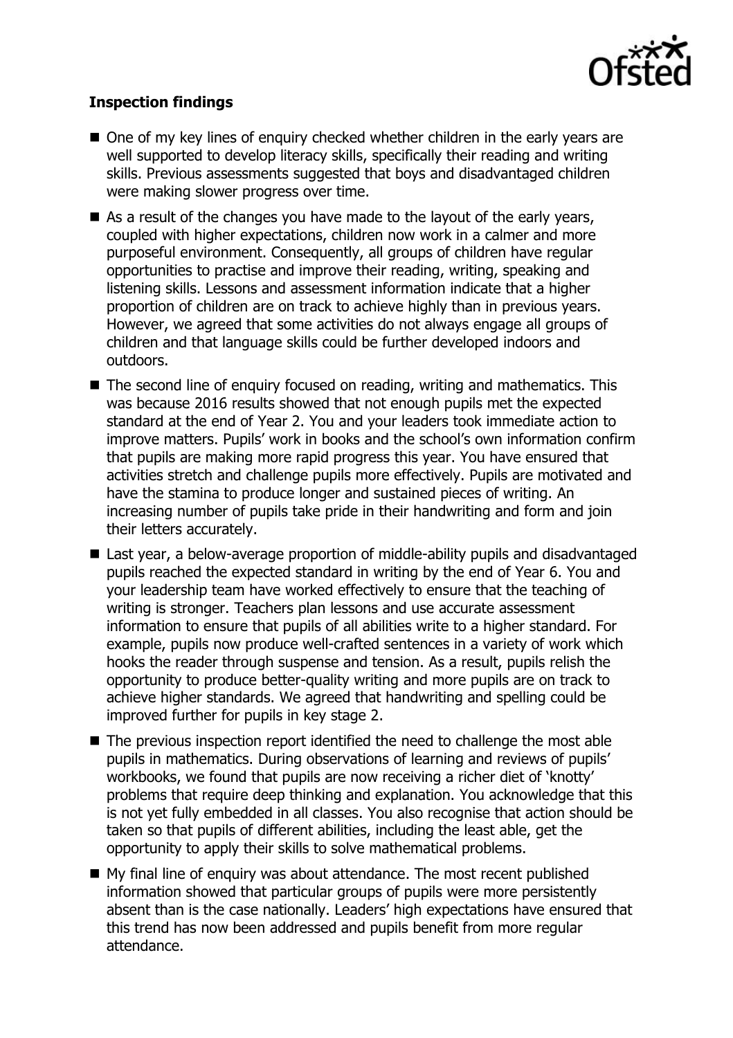**Inspection findings**

- One of my key lines of enquiry checked whether children in the early years are well supported to develop literacy skills, specifically their reading and writing skills. Previous assessments suggested that boys and disadvantaged children were making slower progress over time.
- As a result of the changes you have made to the layout of the early years, coupled with higher expectations, children now work in a calmer and more purposeful environment. Consequently, all groups of children have regular opportunities to practise and improve their reading, writing, speaking and listening skills. Lessons and assessment information indicate that a higher proportion of children are on track to achieve highly than in previous years. However, we agreed that some activities do not always engage all groups of children and that language skills could be further developed indoors and outdoors.
- The second line of enquiry focused on reading, writing and mathematics. This was because 2016 results showed that not enough pupils met the expected standard at the end of Year 2. You and your leaders took immediate action to improve matters. Pupils' work in books and the school's own information confirm that pupils are making more rapid progress this year. You have ensured that activities stretch and challenge pupils more effectively. Pupils are motivated and have the stamina to produce longer and sustained pieces of writing. An increasing number of pupils take pride in their handwriting and form and join their letters accurately.
- Last year, a below-average proportion of middle-ability pupils and disadvantaged pupils reached the expected standard in writing by the end of Year 6. You and your leadership team have worked effectively to ensure that the teaching of writing is stronger. Teachers plan lessons and use accurate assessment information to ensure that pupils of all abilities write to a higher standard. For example, pupils now produce well-crafted sentences in a variety of work which hooks the reader through suspense and tension. As a result, pupils relish the opportunity to produce better-quality writing and more pupils are on track to achieve higher standards. We agreed that handwriting and spelling could be improved further for pupils in key stage 2.
- The previous inspection report identified the need to challenge the most able pupils in mathematics. During observations of learning and reviews of pupils' workbooks, we found that pupils are now receiving a richer diet of 'knotty' problems that require deep thinking and explanation. You acknowledge that this is not yet fully embedded in all classes. You also recognise that action should be taken so that pupils of different abilities, including the least able, get the opportunity to apply their skills to solve mathematical problems.
- My final line of enquiry was about attendance. The most recent published information showed that particular groups of pupils were more persistently absent than is the case nationally. Leaders' high expectations have ensured that this trend has now been addressed and pupils benefit from more regular attendance.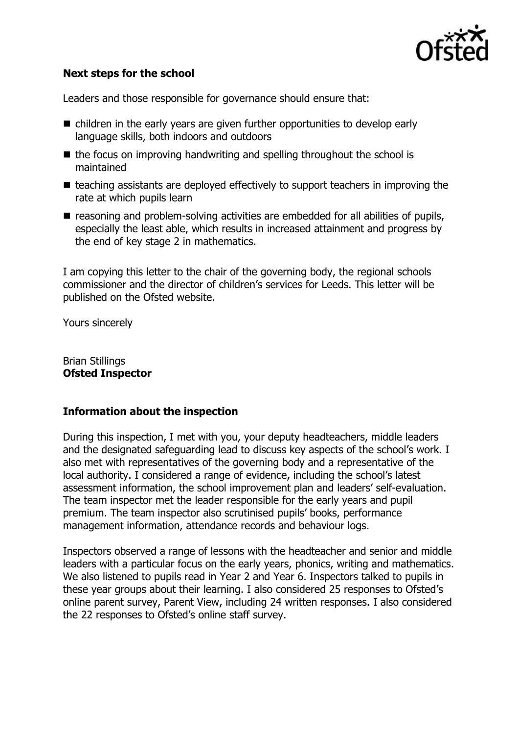**Next steps for the school**

Leaders and those responsible for governance should ensure that:

- children in the early years are given further opportunities to develop early language skills, both indoors and outdoors
- the focus on improving handwriting and spelling throughout the school is maintained
- teaching assistants are deployed effectively to support teachers in improving the rate at which pupils learn
- reasoning and problem-solving activities are embedded for all abilities of pupils, especially the least able, which results in increased attainment and progress by the end of key stage 2 in mathematics.

I am copying this letter to the chair of the governing body, the regional schools commissioner and the director of children's services for Leeds. This letter will be published on the Ofsted website.

Yours sincerely

Brian Stillings
**Ofsted Inspector**

## Information about the inspection

During this inspection, I met with you, your deputy headteachers, middle leaders and the designated safeguarding lead to discuss key aspects of the school's work. I also met with representatives of the governing body and a representative of the local authority. I considered a range of evidence, including the school's latest assessment information, the school improvement plan and leaders' self-evaluation. The team inspector met the leader responsible for the early years and pupil premium. The team inspector also scrutinised pupils' books, performance management information, attendance records and behaviour logs.

Inspectors observed a range of lessons with the headteacher and senior and middle leaders with a particular focus on the early years, phonics, writing and mathematics. We also listened to pupils read in Year 2 and Year 6. Inspectors talked to pupils in these year groups about their learning. I also considered 25 responses to Ofsted's online parent survey, Parent View, including 24 written responses. I also considered the 22 responses to Ofsted's online staff survey.